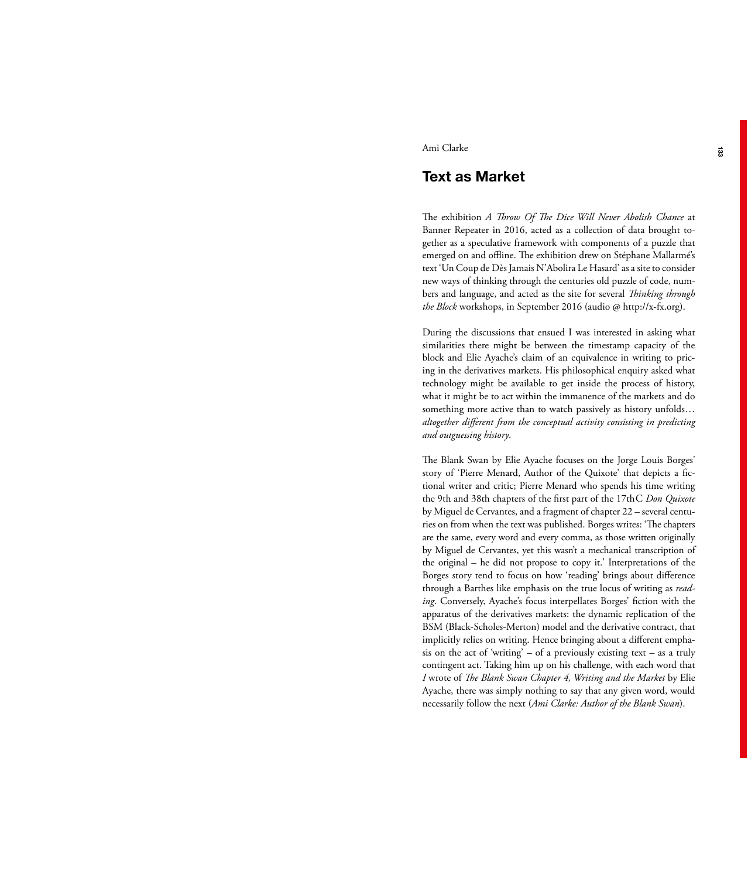Ami Clarke

## Text as Market

The exhibition *A Throw Of The Dice Will Never Abolish Chance* at Banner Repeater in 2016, acted as a collection of data brought together as a speculative framework with components of a puzzle that emerged on and offline. The exhibition drew on Stéphane Mallarmé's text 'Un Coup de Dès Jamais N'Abolira Le Hasard' as a site to consider new ways of thinking through the centuries old puzzle of code, numbers and language, and acted as the site for several *Thinking through the Block* workshops, in September 2016 (audio @ http://x-fx.org).

During the discussions that ensued I was interested in asking what similarities there might be between the timestamp capacity of the block and Elie Ayache's claim of an equivalence in writing to pricing in the derivatives markets. His philosophical enquiry asked what technology might be available to get inside the process of history, what it might be to act within the immanence of the markets and do something more active than to watch passively as history unfolds… *altogether different from the conceptual activity consisting in predicting and outguessing history*.

The Blank Swan by Elie Ayache focuses on the Jorge Louis Borges' story of 'Pierre Menard, Author of the Quixote' that depicts a fictional writer and critic; Pierre Menard who spends his time writing the 9th and 38th chapters of the first part of the 17thC *Don Quixote* by Miguel de Cervantes, and a fragment of chapter 22 – several centuries on from when the text was published. Borges writes: 'The chapters are the same, every word and every comma, as those written originally by Miguel de Cervantes, yet this wasn't a mechanical transcription of the original – he did not propose to copy it.' Interpretations of the Borges story tend to focus on how 'reading' brings about difference through a Barthes like emphasis on the true locus of writing as *reading*. Conversely, Ayache's focus interpellates Borges' fiction with the apparatus of the derivatives markets: the dynamic replication of the BSM (Black-Scholes-Merton) model and the derivative contract, that implicitly relies on writing. Hence bringing about a different emphasis on the act of 'writing' – of a previously existing text – as a truly contingent act. Taking him up on his challenge, with each word that *I* wrote of *The Blank Swan Chapter 4, Writing and the Market* by Elie Ayache, there was simply nothing to say that any given word, would necessarily follow the next (*Ami Clarke: Author of the Blank Swan*).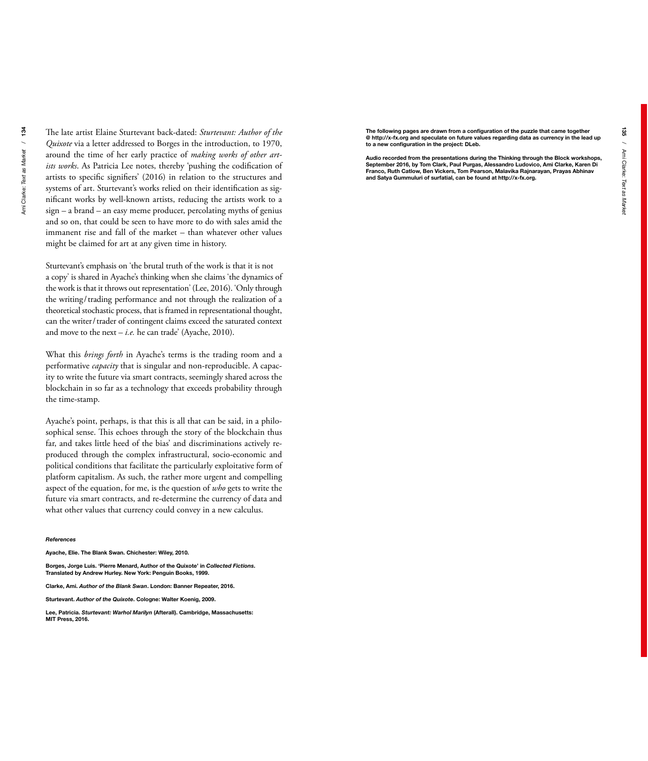The late artist Elaine Sturtevant back-dated: *Sturtevant: Author of the Quixote* via a letter addressed to Borges in the introduction, to 1970, around the time of her early practice of *making works of other artists works*. As Patricia Lee notes, thereby 'pushing the codification of artists to specific signifiers' (2016) in relation to the structures and systems of art. Sturtevant's works relied on their identification as significant works by well-known artists, reducing the artists work to a sign – a brand – an easy meme producer, percolating myths of genius and so on, that could be seen to have more to do with sales amid the immanent rise and fall of the market – than whatever other values might be claimed for art at any given time in history.

Sturtevant's emphasis on 'the brutal truth of the work is that it is not a copy' is shared in Ayache's thinking when she claims 'the dynamics of the work is that it throws out representation' (Lee, 2016). 'Only through the writing/trading performance and not through the realization of a theoretical stochastic process, that is framed in representational thought, can the writer/trader of contingent claims exceed the saturated context and move to the next – *i.e.* he can trade' (Ayache, 2010).

What this *brings forth* in Ayache's terms is the trading room and a performative *capacity* that is singular and non-reproducible. A capacity to write the future via smart contracts, seemingly shared across the blockchain in so far as a technology that exceeds probability through the time-stamp.

Ayache's point, perhaps, is that this is all that can be said, in a philosophical sense. This echoes through the story of the blockchain thus far, and takes little heed of the bias' and discriminations actively reproduced through the complex infrastructural, socio-economic and political conditions that facilitate the particularly exploitative form of platform capitalism. As such, the rather more urgent and compelling aspect of the equation, for me, is the question of *who* gets to write the future via smart contracts, and re-determine the currency of data and what other values that currency could convey in a new calculus.

***References***

**Ayache, Elie. The Blank Swan. Chichester: Wiley, 2010.**

**Borges, Jorge Luis. 'Pierre Menard, Author of the Quixote' in *Collected Fictions*. Translated by Andrew Hurley. New York: Penguin Books, 1999.**

**Clarke, Ami. *Author of the Blank Swan*. London: Banner Repeater, 2016.**

**Sturtevant. *Author of the Quixote*. Cologne: Walter Koenig, 2009.**

**Lee, Patricia. *Sturtevant: Warhol Marilyn* (Afterall). Cambridge, Massachusetts: MIT Press, 2016.**

**The following pages are drawn from a configuration of the puzzle that came together @ http://x-fx.org and speculate on future values regarding data as currency in the lead up to a new configuration in the project: DLeb.**

**Audio recorded from the presentations during the Thinking through the Block workshops, September 2016, by Tom Clark, Paul Purgas, Alessandro Ludovico, Ami Clarke, Karen Di Franco, Ruth Catlow, Ben Vickers, Tom Pearson, Malavika Rajnarayan, Prayas Abhinav and Satya Gummuluri of surfatial, can be found at http://x-fx.org.**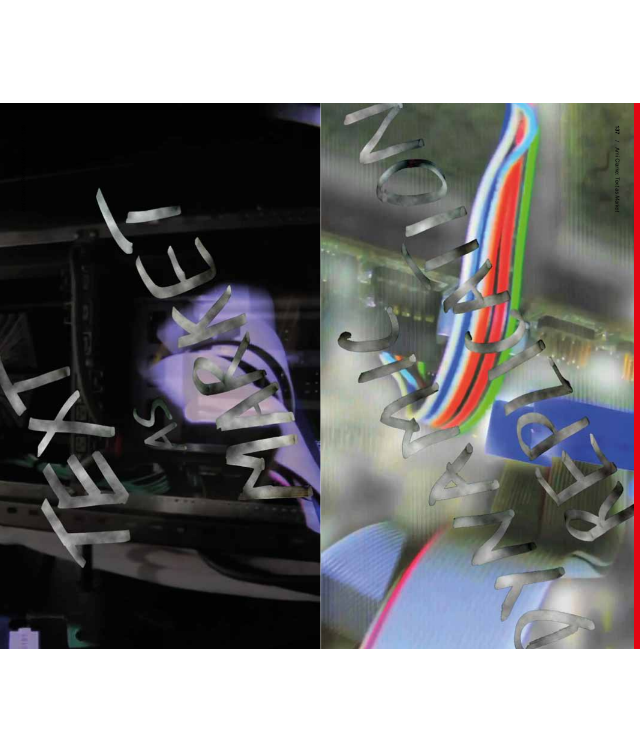TEXT as MARKET